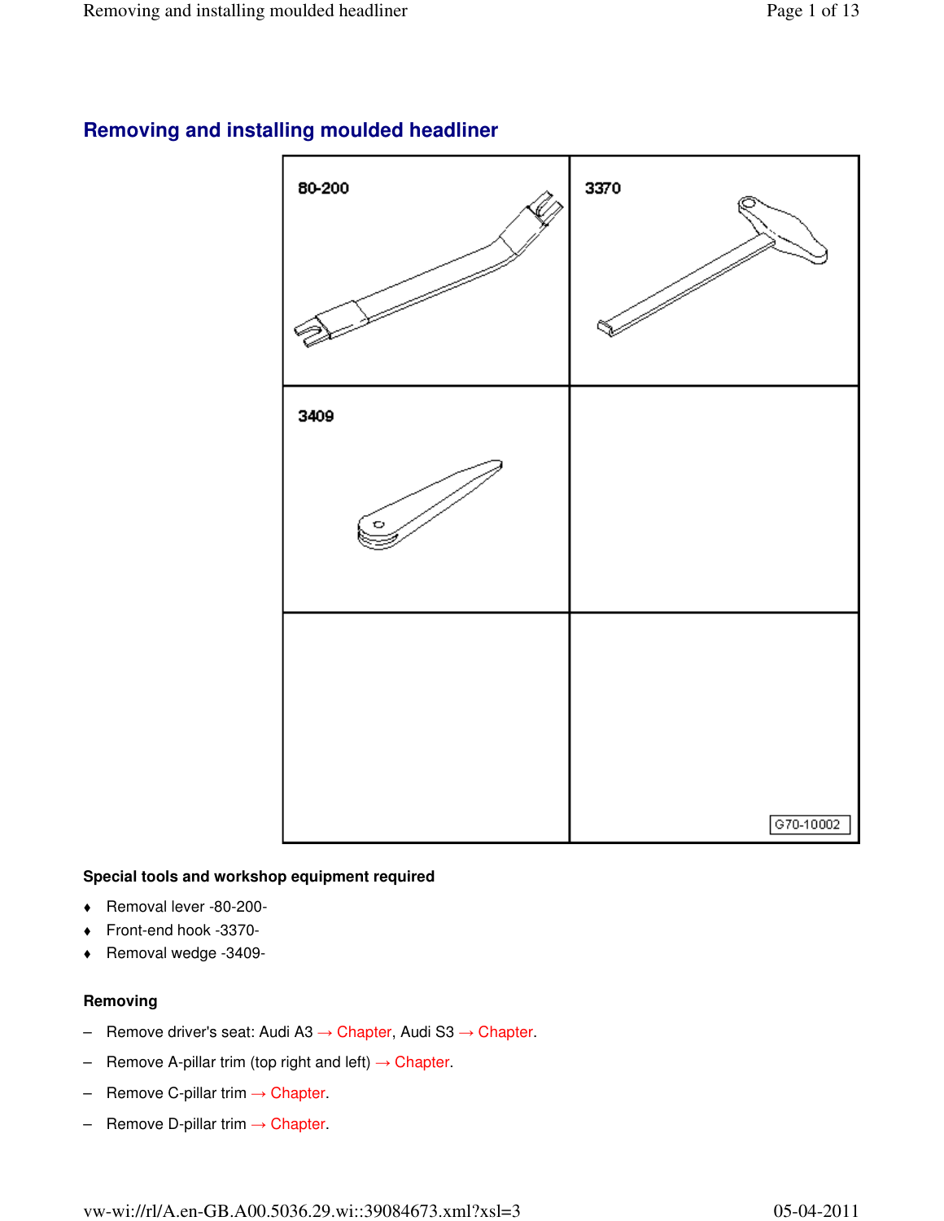# Removing and installing moulded headliner

80-200

3370

3409

G70-10002

**Special tools and workshop equipment required**

- ♦ Removal lever -80-200-
- ♦ Front-end hook -3370-
- ♦ Removal wedge -3409-

**Removing**

- Remove driver's seat: Audi A3 → Chapter, Audi S3 → Chapter.
- Remove A-pillar trim (top right and left) → Chapter.
- Remove C-pillar trim → Chapter.
- Remove D-pillar trim → Chapter.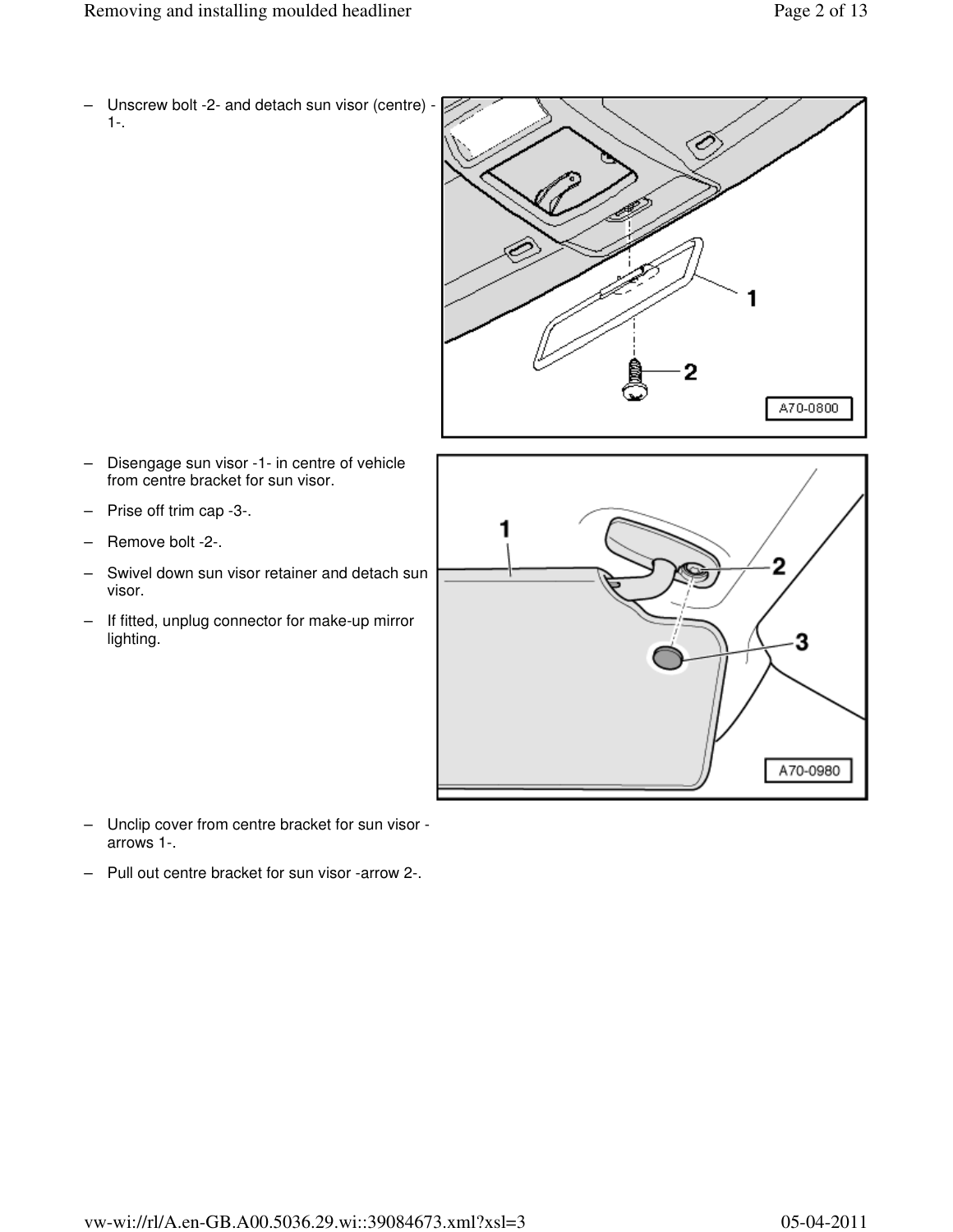– Unscrew bolt -2- and detach sun visor (centre) -1-.

– Disengage sun visor -1- in centre of vehicle from centre bracket for sun visor.

– Prise off trim cap -3-.

– Remove bolt -2-.

– Swivel down sun visor retainer and detach sun visor.

– If fitted, unplug connector for make-up mirror lighting.

– Unclip cover from centre bracket for sun visor -arrows 1-.

– Pull out centre bracket for sun visor -arrow 2-.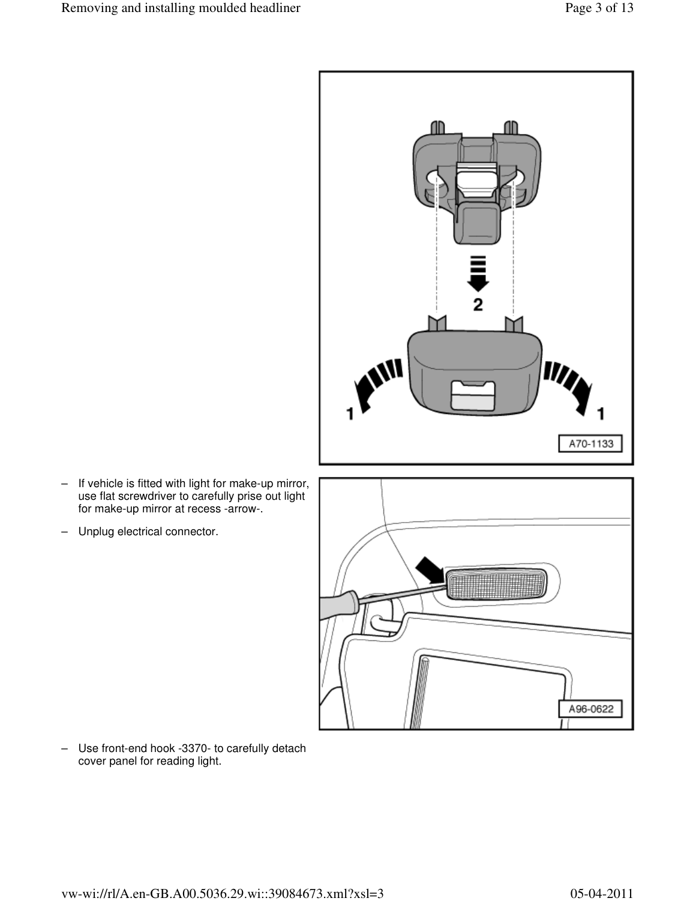– If vehicle is fitted with light for make-up mirror, use flat screwdriver to carefully prise out light for make-up mirror at recess -arrow-.

– Unplug electrical connector.

– Use front-end hook -3370- to carefully detach cover panel for reading light.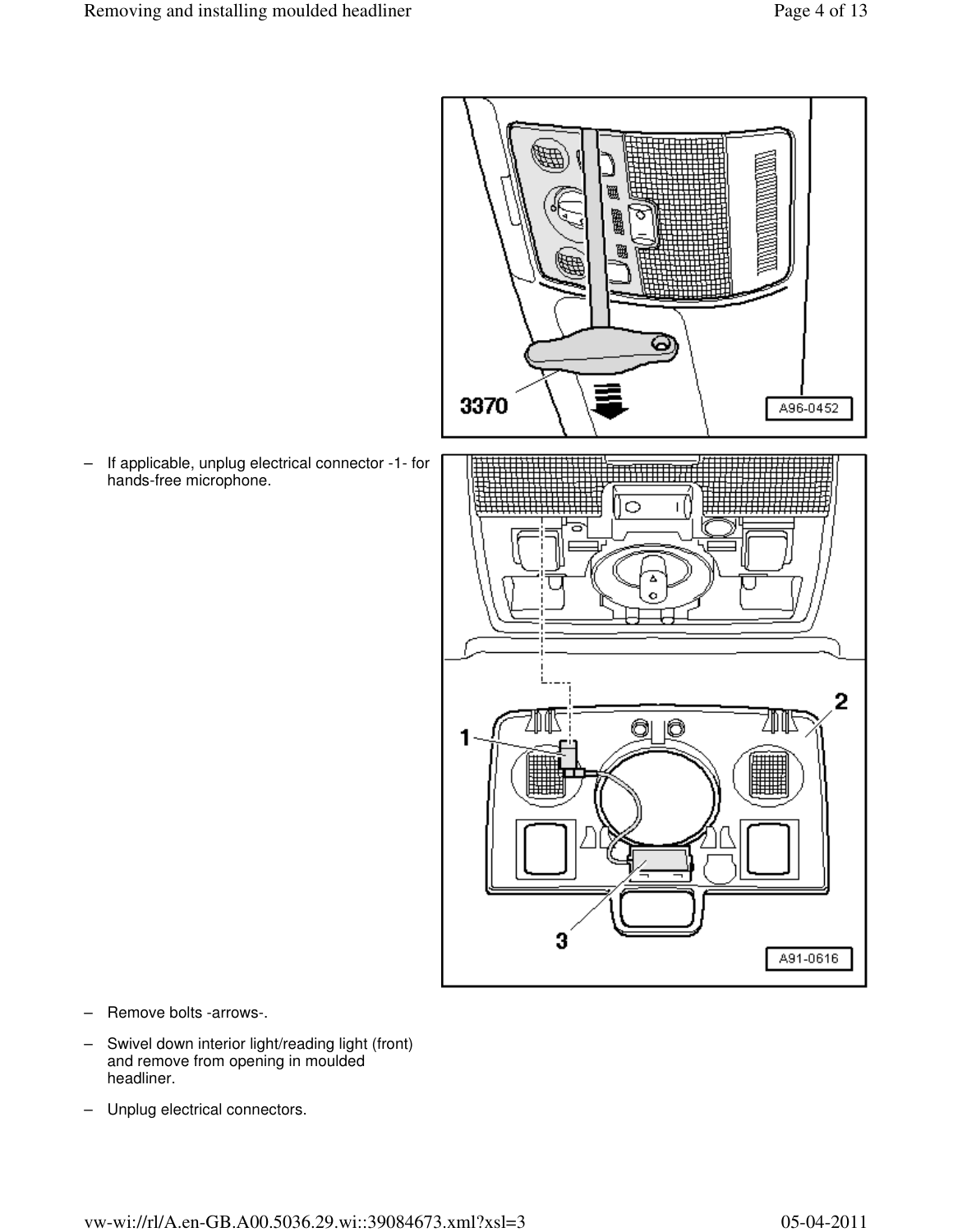– If applicable, unplug electrical connector -1- for hands-free microphone.

– Remove bolts -arrows-.

– Swivel down interior light/reading light (front) and remove from opening in moulded headliner.

– Unplug electrical connectors.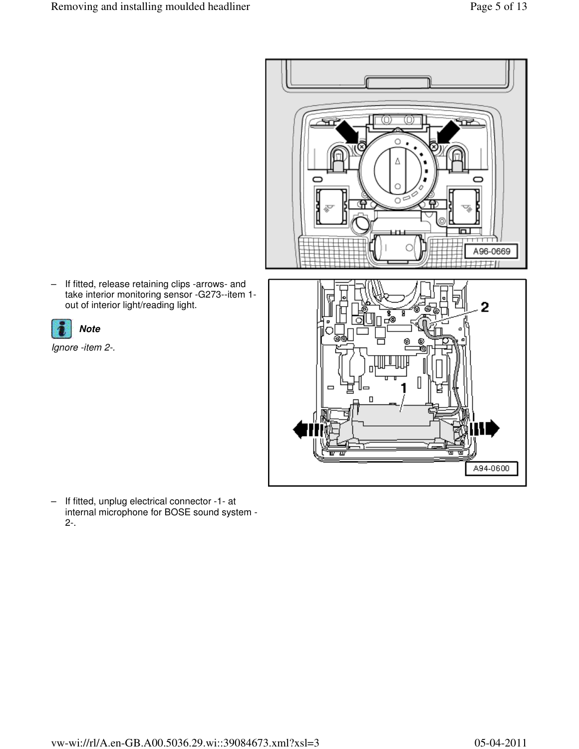– If fitted, release retaining clips -arrows- and take interior monitoring sensor -G273--item 1- out of interior light/reading light.

**Note**

*Ignore -item 2-.*

– If fitted, unplug electrical connector -1- at internal microphone for BOSE sound system -2-.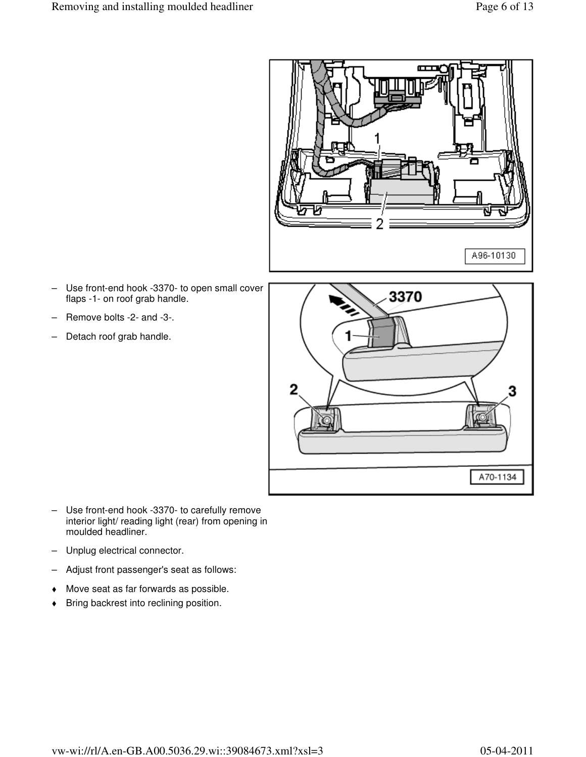– Use front-end hook -3370- to open small cover flaps -1- on roof grab handle.

– Remove bolts -2- and -3-.

– Detach roof grab handle.

– Use front-end hook -3370- to carefully remove interior light/ reading light (rear) from opening in moulded headliner.

– Unplug electrical connector.

– Adjust front passenger's seat as follows:

♦ Move seat as far forwards as possible.

♦ Bring backrest into reclining position.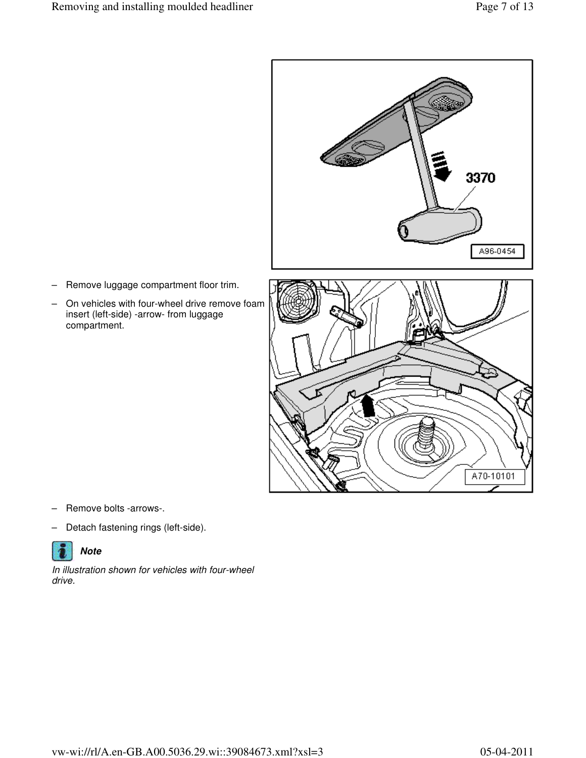– Remove luggage compartment floor trim.

– On vehicles with four-wheel drive remove foam insert (left-side) -arrow- from luggage compartment.

– Remove bolts -arrows-.

– Detach fastening rings (left-side).

**Note**

*In illustration shown for vehicles with four-wheel drive.*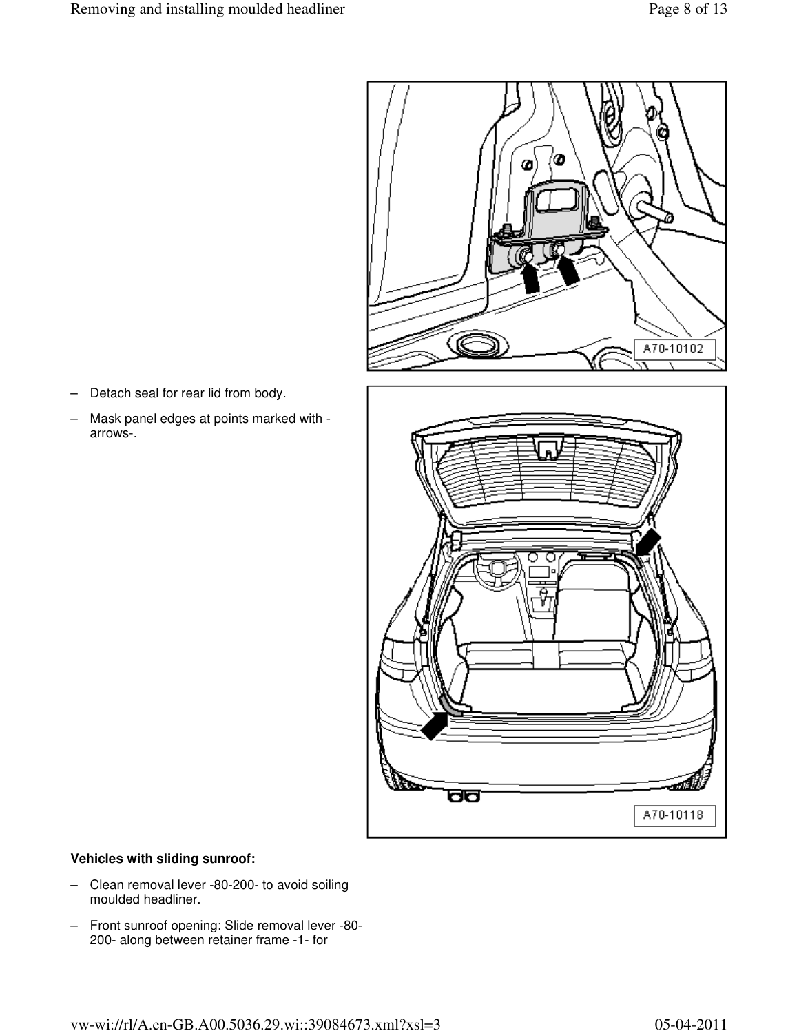- Detach seal for rear lid from body.
- Mask panel edges at points marked with -arrows-.

**Vehicles with sliding sunroof:**

- Clean removal lever -80-200- to avoid soiling moulded headliner.
- Front sunroof opening: Slide removal lever -80-200- along between retainer frame -1- for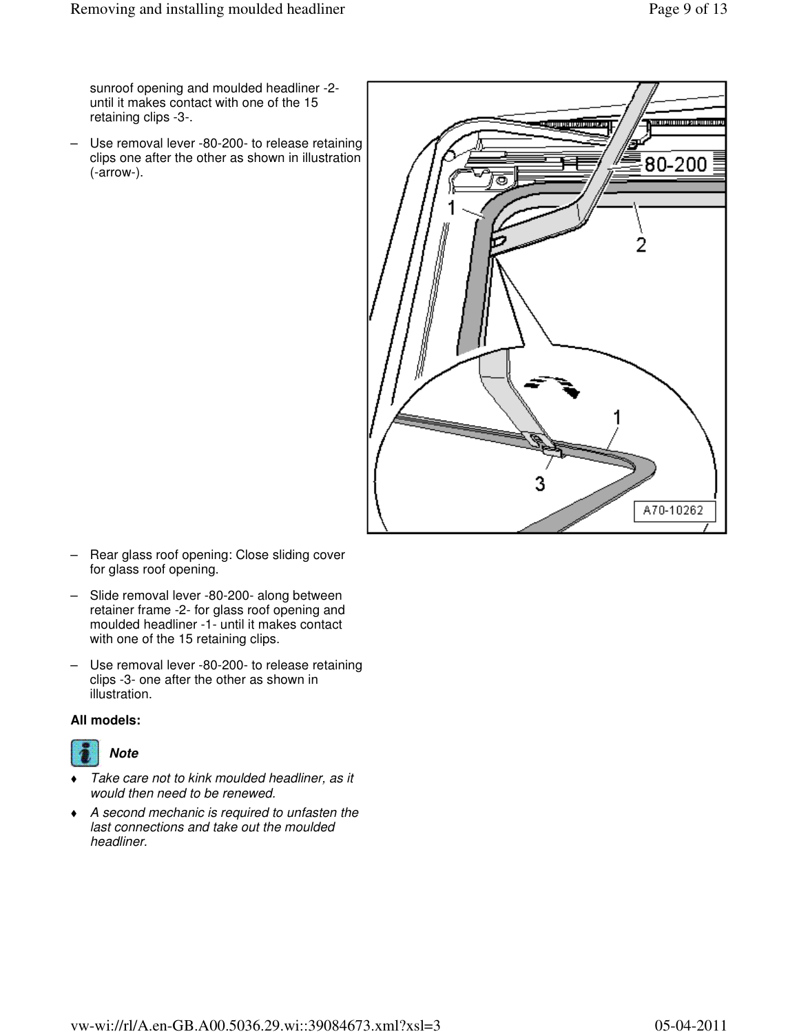sunroof opening and moulded headliner -2- until it makes contact with one of the 15 retaining clips -3-.

– Use removal lever -80-200- to release retaining clips one after the other as shown in illustration (-arrow-).

– Rear glass roof opening: Close sliding cover for glass roof opening.

– Slide removal lever -80-200- along between retainer frame -2- for glass roof opening and moulded headliner -1- until it makes contact with one of the 15 retaining clips.

– Use removal lever -80-200- to release retaining clips -3- one after the other as shown in illustration.

**All models:**

***Note***

- *Take care not to kink moulded headliner, as it would then need to be renewed.*
- *A second mechanic is required to unfasten the last connections and take out the moulded headliner.*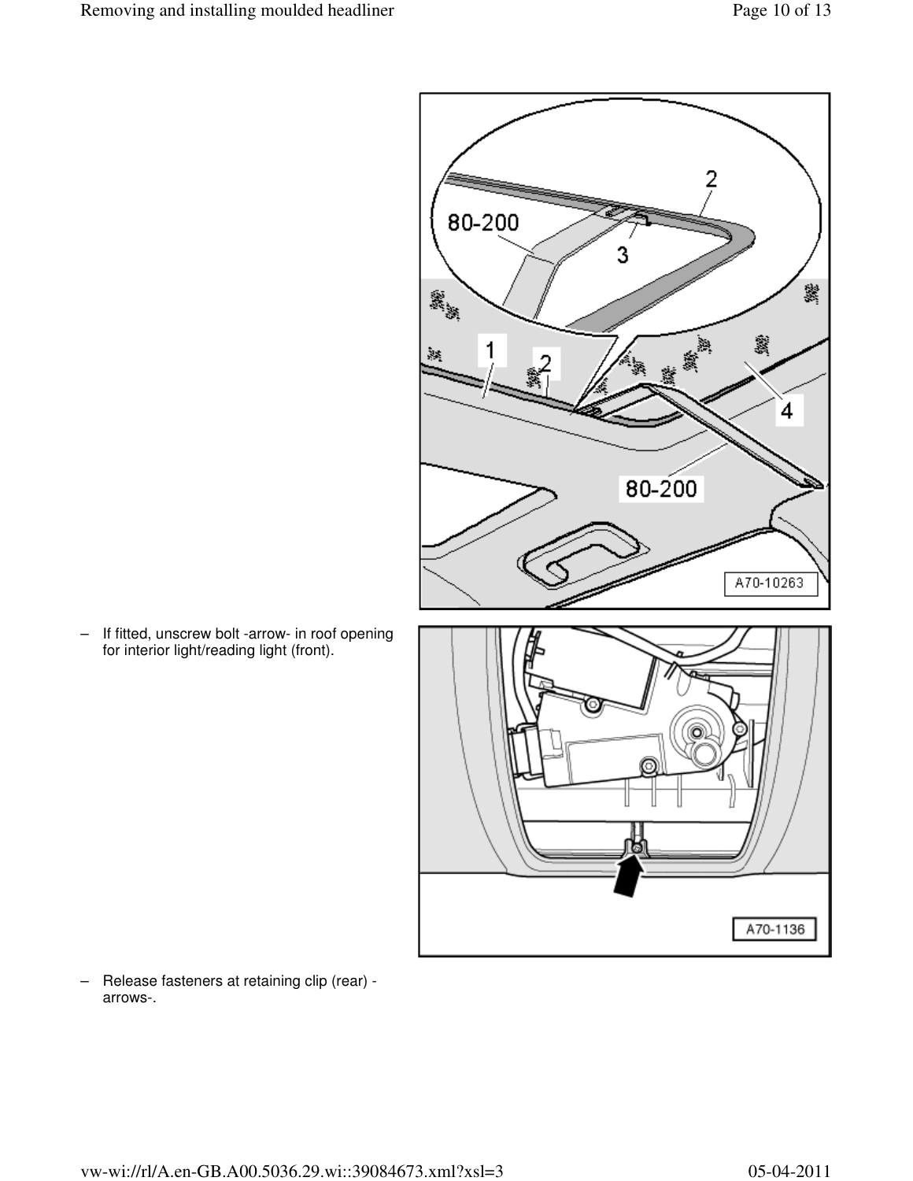– If fitted, unscrew bolt -arrow- in roof opening for interior light/reading light (front).

– Release fasteners at retaining clip (rear) -arrows-.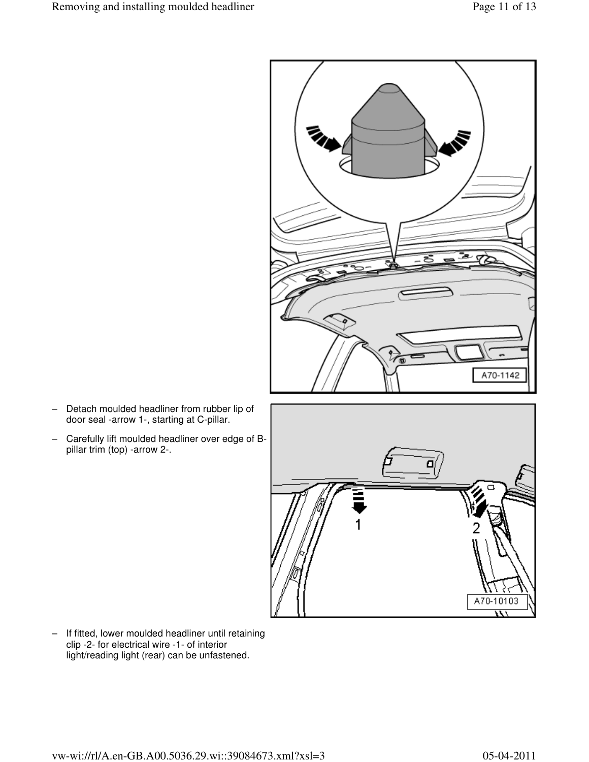– Detach moulded headliner from rubber lip of door seal -arrow 1-, starting at C-pillar.

– Carefully lift moulded headliner over edge of B-pillar trim (top) -arrow 2-.

– If fitted, lower moulded headliner until retaining clip -2- for electrical wire -1- of interior light/reading light (rear) can be unfastened.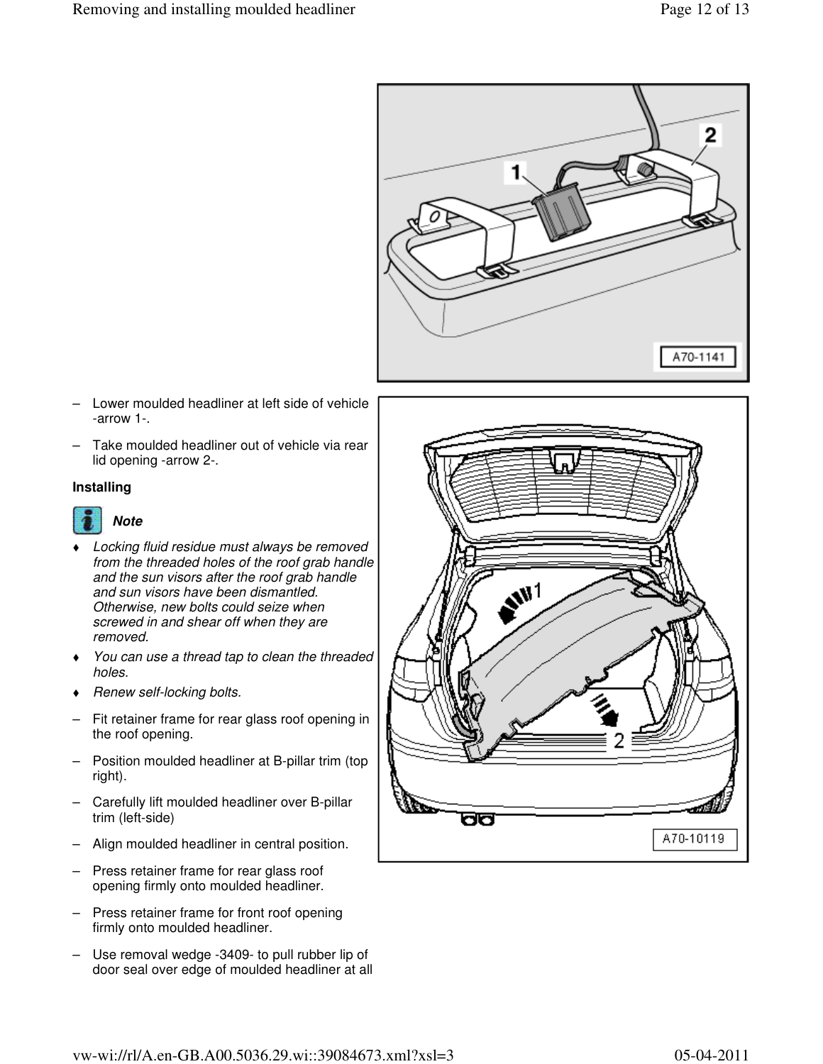– Lower moulded headliner at left side of vehicle -arrow 1-.

– Take moulded headliner out of vehicle via rear lid opening -arrow 2-.

**Installing**

***Note***

- *Locking fluid residue must always be removed from the threaded holes of the roof grab handle and the sun visors after the roof grab handle and sun visors have been dismantled. Otherwise, new bolts could seize when screwed in and shear off when they are removed.*
- *You can use a thread tap to clean the threaded holes.*
- *Renew self-locking bolts.*

– Fit retainer frame for rear glass roof opening in the roof opening.

– Position moulded headliner at B-pillar trim (top right).

– Carefully lift moulded headliner over B-pillar trim (left-side)

– Align moulded headliner in central position.

– Press retainer frame for rear glass roof opening firmly onto moulded headliner.

– Press retainer frame for front roof opening firmly onto moulded headliner.

– Use removal wedge -3409- to pull rubber lip of door seal over edge of moulded headliner at all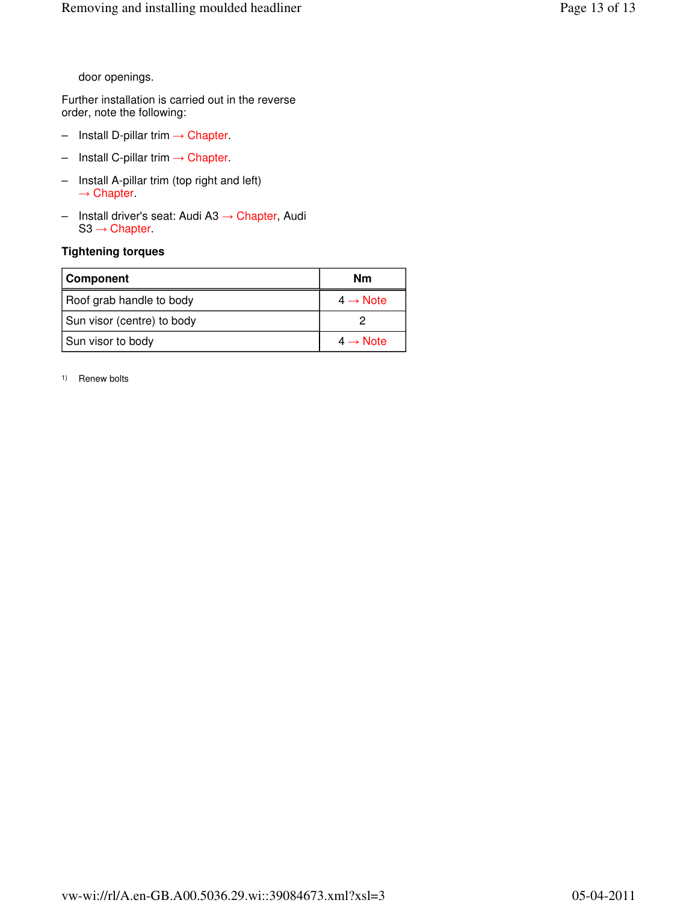door openings.

Further installation is carried out in the reverse order, note the following:

– Install D-pillar trim → Chapter.

– Install C-pillar trim → Chapter.

– Install A-pillar trim (top right and left) → Chapter.

– Install driver's seat: Audi A3 → Chapter, Audi S3 → Chapter.

**Tightening torques**

| Component | Nm |
|---|---|
| Roof grab handle to body | 4 → Note |
| Sun visor (centre) to body | 2 |
| Sun visor to body | 4 → Note |

[1] Renew bolts